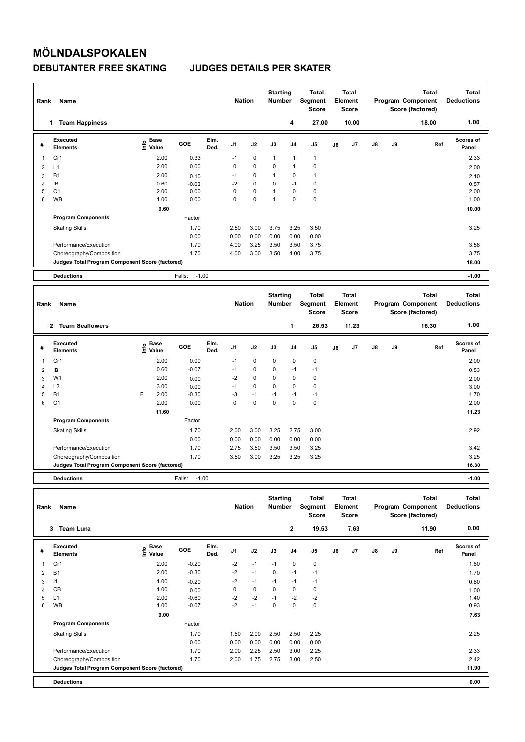# MÖLNDALSPOKALEN

## DEBUTANTER FREE SKATING JUDGES DETAILS PER SKATER

| Rank | Name | Nation | Starting Number | Total Segment Score | Total Element Score | Total Program Component Score (factored) | Total Deductions |
|---|---|---|---|---|---|---|---|
| 1 | Team Happiness | | 4 | 27.00 | 10.00 | 18.00 | 1.00 |

| # | Executed Elements | Info | Base Value | GOE | Elm. Ded. | J1 | J2 | J3 | J4 | J5 | J6 | J7 | J8 | J9 | Ref | Scores of Panel |
|---|---|---|---|---|---|---|---|---|---|---|---|---|---|---|---|---|
| 1 | Cr1 | | 2.00 | 0.33 | | -1 | 0 | 1 | 1 | 1 | | | | | | 2.33 |
| 2 | L1 | | 2.00 | 0.00 | | 0 | 0 | 0 | 1 | 0 | | | | | | 2.00 |
| 3 | B1 | | 2.00 | 0.10 | | -1 | 0 | 1 | 0 | 1 | | | | | | 2.10 |
| 4 | IB | | 0.60 | -0.03 | | -2 | 0 | 0 | -1 | 0 | | | | | | 0.57 |
| 5 | C1 | | 2.00 | 0.00 | | 0 | 0 | 1 | 0 | 0 | | | | | | 2.00 |
| 6 | WB | | 1.00 | 0.00 | | 0 | 0 | 1 | 0 | 0 | | | | | | 1.00 |
| | | | 9.60 | | | | | | | | | | | | | 10.00 |
| | **Program Components** | | | Factor | | | | | | | | | | | | |
| | Skating Skills | | | 1.70 | | 2.50 | 3.00 | 3.75 | 3.25 | 3.50 | | | | | | 3.25 |
| | | | | 0.00 | | 0.00 | 0.00 | 0.00 | 0.00 | 0.00 | | | | | | |
| | Performance/Execution | | | 1.70 | | 4.00 | 3.25 | 3.50 | 3.50 | 3.75 | | | | | | 3.58 |
| | Choreography/Composition | | | 1.70 | | 4.00 | 3.00 | 3.50 | 4.00 | 3.75 | | | | | | 3.75 |
| | **Judges Total Program Component Score (factored)** | | | | | | | | | | | | | | | 18.00 |
| | **Deductions** | | | Falls: -1.00 | | | | | | | | | | | | -1.00 |

| Rank | Name | Nation | Starting Number | Total Segment Score | Total Element Score | Total Program Component Score (factored) | Total Deductions |
|---|---|---|---|---|---|---|---|
| 2 | Team Seaflowers | | 1 | 26.53 | 11.23 | 16.30 | 1.00 |

| # | Executed Elements | Info | Base Value | GOE | Elm. Ded. | J1 | J2 | J3 | J4 | J5 | J6 | J7 | J8 | J9 | Ref | Scores of Panel |
|---|---|---|---|---|---|---|---|---|---|---|---|---|---|---|---|---|
| 1 | Cr1 | | 2.00 | 0.00 | | -1 | 0 | 0 | 0 | 0 | | | | | | 2.00 |
| 2 | IB | | 0.60 | -0.07 | | -1 | 0 | 0 | -1 | -1 | | | | | | 0.53 |
| 3 | W1 | | 2.00 | 0.00 | | -2 | 0 | 0 | 0 | 0 | | | | | | 2.00 |
| 4 | L2 | | 3.00 | 0.00 | | -1 | 0 | 0 | 0 | 0 | | | | | | 3.00 |
| 5 | B1 | F | 2.00 | -0.30 | | -3 | -1 | -1 | -1 | -1 | | | | | | 1.70 |
| 6 | C1 | | 2.00 | 0.00 | | 0 | 0 | 0 | 0 | 0 | | | | | | 2.00 |
| | | | 11.60 | | | | | | | | | | | | | 11.23 |
| | **Program Components** | | | Factor | | | | | | | | | | | | |
| | Skating Skills | | | 1.70 | | 2.00 | 3.00 | 3.25 | 2.75 | 3.00 | | | | | | 2.92 |
| | | | | 0.00 | | 0.00 | 0.00 | 0.00 | 0.00 | 0.00 | | | | | | |
| | Performance/Execution | | | 1.70 | | 2.75 | 3.50 | 3.50 | 3.50 | 3.25 | | | | | | 3.42 |
| | Choreography/Composition | | | 1.70 | | 3.50 | 3.00 | 3.25 | 3.25 | 3.25 | | | | | | 3.25 |
| | **Judges Total Program Component Score (factored)** | | | | | | | | | | | | | | | 16.30 |
| | **Deductions** | | | Falls: -1.00 | | | | | | | | | | | | -1.00 |

| Rank | Name | Nation | Starting Number | Total Segment Score | Total Element Score | Total Program Component Score (factored) | Total Deductions |
|---|---|---|---|---|---|---|---|
| 3 | Team Luna | | 2 | 19.53 | 7.63 | 11.90 | 0.00 |

| # | Executed Elements | Info | Base Value | GOE | Elm. Ded. | J1 | J2 | J3 | J4 | J5 | J6 | J7 | J8 | J9 | Ref | Scores of Panel |
|---|---|---|---|---|---|---|---|---|---|---|---|---|---|---|---|---|
| 1 | Cr1 | | 2.00 | -0.20 | | -2 | -1 | -1 | 0 | 0 | | | | | | 1.80 |
| 2 | B1 | | 2.00 | -0.30 | | -2 | -1 | 0 | -1 | -1 | | | | | | 1.70 |
| 3 | I1 | | 1.00 | -0.20 | | -2 | -1 | -1 | -1 | -1 | | | | | | 0.80 |
| 4 | CB | | 1.00 | 0.00 | | 0 | 0 | 0 | 0 | 0 | | | | | | 1.00 |
| 5 | L1 | | 2.00 | -0.60 | | -2 | -2 | -1 | -2 | -2 | | | | | | 1.40 |
| 6 | WB | | 1.00 | -0.07 | | -2 | -1 | 0 | 0 | 0 | | | | | | 0.93 |
| | | | 9.00 | | | | | | | | | | | | | 7.63 |
| | **Program Components** | | | Factor | | | | | | | | | | | | |
| | Skating Skills | | | 1.70 | | 1.50 | 2.00 | 2.50 | 2.50 | 2.25 | | | | | | 2.25 |
| | | | | 0.00 | | 0.00 | 0.00 | 0.00 | 0.00 | 0.00 | | | | | | |
| | Performance/Execution | | | 1.70 | | 2.00 | 2.25 | 2.50 | 3.00 | 2.25 | | | | | | 2.33 |
| | Choreography/Composition | | | 1.70 | | 2.00 | 1.75 | 2.75 | 3.00 | 2.50 | | | | | | 2.42 |
| | **Judges Total Program Component Score (factored)** | | | | | | | | | | | | | | | 11.90 |
| | **Deductions** | | | | | | | | | | | | | | | 0.00 |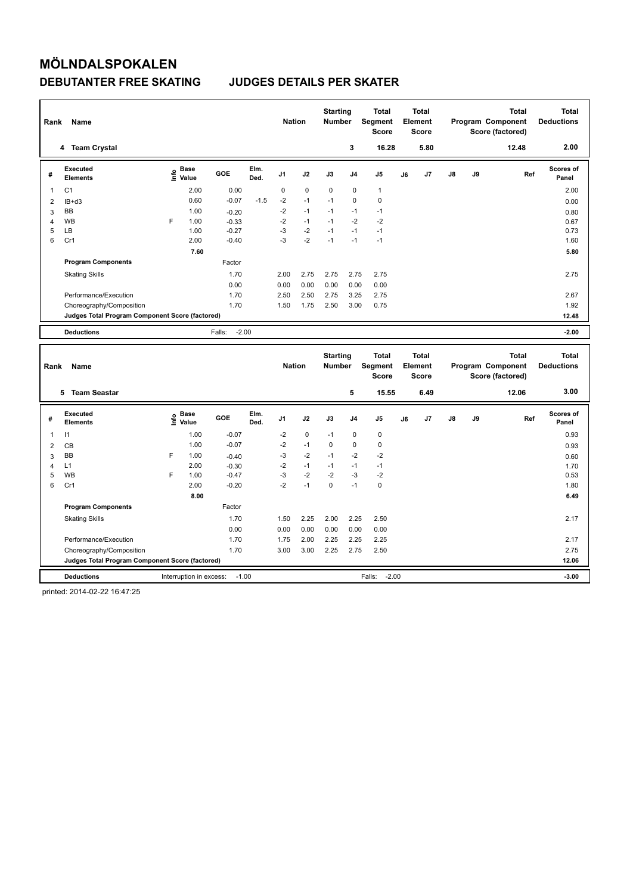# MÖLNDALSPOKALEN

## DEBUTANTER FREE SKATING JUDGES DETAILS PER SKATER

| Rank | Name | Nation | Starting Number | Total Segment Score | Total Element Score | Total Program Component Score (factored) | Total Deductions |
|---|---|---|---|---|---|---|---|
| 4 | Team Crystal | | 3 | 16.28 | 5.80 | 12.48 | 2.00 |

| # | Executed Elements | Info | Base Value | GOE | Elm. Ded. | J1 | J2 | J3 | J4 | J5 | J6 | J7 | J8 | J9 | Ref | Scores of Panel |
|---|---|---|---|---|---|---|---|---|---|---|---|---|---|---|---|---|
| 1 | C1 | | 2.00 | 0.00 | | 0 | 0 | 0 | 0 | 1 | | | | | | 2.00 |
| 2 | IB+d3 | | 0.60 | -0.07 | -1.5 | -2 | -1 | -1 | 0 | 0 | | | | | | 0.00 |
| 3 | BB | | 1.00 | -0.20 | | -2 | -1 | -1 | -1 | -1 | | | | | | 0.80 |
| 4 | WB | F | 1.00 | -0.33 | | -2 | -1 | -1 | -2 | -2 | | | | | | 0.67 |
| 5 | LB | | 1.00 | -0.27 | | -3 | -2 | -1 | -1 | -1 | | | | | | 0.73 |
| 6 | Cr1 | | 2.00 | -0.40 | | -3 | -2 | -1 | -1 | -1 | | | | | | 1.60 |
| | | | 7.60 | | | | | | | | | | | | | 5.80 |
| | **Program Components** | | | Factor | | | | | | | | | | | | |
| | Skating Skills | | | 1.70 | | 2.00 | 2.75 | 2.75 | 2.75 | 2.75 | | | | | | 2.75 |
| | | | | 0.00 | | 0.00 | 0.00 | 0.00 | 0.00 | 0.00 | | | | | | |
| | Performance/Execution | | | 1.70 | | 2.50 | 2.50 | 2.75 | 3.25 | 2.75 | | | | | | 2.67 |
| | Choreography/Composition | | | 1.70 | | 1.50 | 1.75 | 2.50 | 3.00 | 0.75 | | | | | | 1.92 |
| | **Judges Total Program Component Score (factored)** | | | | | | | | | | | | | | | 12.48 |
| | **Deductions** | | | Falls: -2.00 | | | | | | | | | | | | -2.00 |

| Rank | Name | Nation | Starting Number | Total Segment Score | Total Element Score | Total Program Component Score (factored) | Total Deductions |
|---|---|---|---|---|---|---|---|
| 5 | Team Seastar | | 5 | 15.55 | 6.49 | 12.06 | 3.00 |

| # | Executed Elements | Info | Base Value | GOE | Elm. Ded. | J1 | J2 | J3 | J4 | J5 | J6 | J7 | J8 | J9 | Ref | Scores of Panel |
|---|---|---|---|---|---|---|---|---|---|---|---|---|---|---|---|---|
| 1 | I1 | | 1.00 | -0.07 | | -2 | 0 | -1 | 0 | 0 | | | | | | 0.93 |
| 2 | CB | | 1.00 | -0.07 | | -2 | -1 | 0 | 0 | 0 | | | | | | 0.93 |
| 3 | BB | F | 1.00 | -0.40 | | -3 | -2 | -1 | -2 | -2 | | | | | | 0.60 |
| 4 | L1 | | 2.00 | -0.30 | | -2 | -1 | -1 | -1 | -1 | | | | | | 1.70 |
| 5 | WB | F | 1.00 | -0.47 | | -3 | -2 | -2 | -3 | -2 | | | | | | 0.53 |
| 6 | Cr1 | | 2.00 | -0.20 | | -2 | -1 | 0 | -1 | 0 | | | | | | 1.80 |
| | | | 8.00 | | | | | | | | | | | | | 6.49 |
| | **Program Components** | | | Factor | | | | | | | | | | | | |
| | Skating Skills | | | 1.70 | | 1.50 | 2.25 | 2.00 | 2.25 | 2.50 | | | | | | 2.17 |
| | | | | 0.00 | | 0.00 | 0.00 | 0.00 | 0.00 | 0.00 | | | | | | |
| | Performance/Execution | | | 1.70 | | 1.75 | 2.00 | 2.25 | 2.25 | 2.25 | | | | | | 2.17 |
| | Choreography/Composition | | | 1.70 | | 3.00 | 3.00 | 2.25 | 2.75 | 2.50 | | | | | | 2.75 |
| | **Judges Total Program Component Score (factored)** | | | | | | | | | | | | | | | 12.06 |
| | **Deductions** | Interruption in excess: -1.00 | | | | | | | | Falls: -2.00 | | | | | | -3.00 |

printed: 2014-02-22 16:47:25